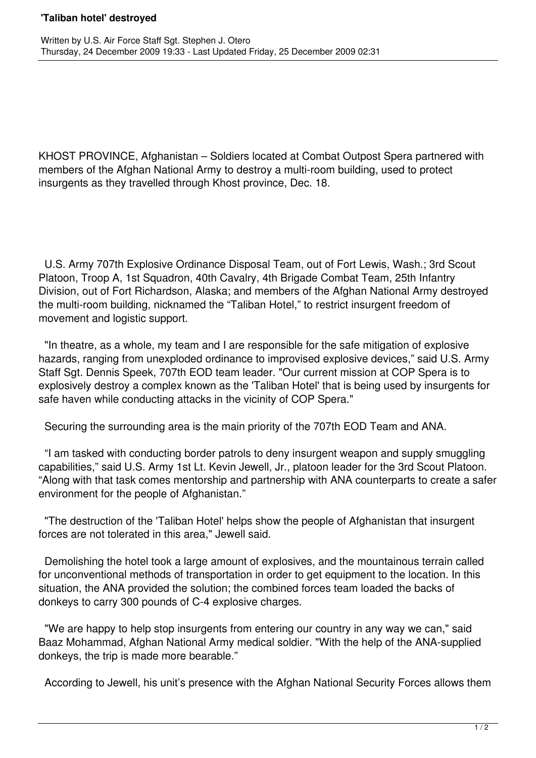# 'Taliban hotel' destroyed

Written by U.S. Air Force Staff Sgt. Stephen J. Otero
Thursday, 24 December 2009 19:33 - Last Updated Friday, 25 December 2009 02:31

KHOST PROVINCE, Afghanistan – Soldiers located at Combat Outpost Spera partnered with members of the Afghan National Army to destroy a multi-room building, used to protect insurgents as they travelled through Khost province, Dec. 18.

U.S. Army 707th Explosive Ordinance Disposal Team, out of Fort Lewis, Wash.; 3rd Scout Platoon, Troop A, 1st Squadron, 40th Cavalry, 4th Brigade Combat Team, 25th Infantry Division, out of Fort Richardson, Alaska; and members of the Afghan National Army destroyed the multi-room building, nicknamed the "Taliban Hotel," to restrict insurgent freedom of movement and logistic support.

"In theatre, as a whole, my team and I are responsible for the safe mitigation of explosive hazards, ranging from unexploded ordinance to improvised explosive devices," said U.S. Army Staff Sgt. Dennis Speek, 707th EOD team leader. "Our current mission at COP Spera is to explosively destroy a complex known as the 'Taliban Hotel' that is being used by insurgents for safe haven while conducting attacks in the vicinity of COP Spera."

Securing the surrounding area is the main priority of the 707th EOD Team and ANA.

"I am tasked with conducting border patrols to deny insurgent weapon and supply smuggling capabilities," said U.S. Army 1st Lt. Kevin Jewell, Jr., platoon leader for the 3rd Scout Platoon. "Along with that task comes mentorship and partnership with ANA counterparts to create a safer environment for the people of Afghanistan."

"The destruction of the 'Taliban Hotel' helps show the people of Afghanistan that insurgent forces are not tolerated in this area," Jewell said.

Demolishing the hotel took a large amount of explosives, and the mountainous terrain called for unconventional methods of transportation in order to get equipment to the location. In this situation, the ANA provided the solution; the combined forces team loaded the backs of donkeys to carry 300 pounds of C-4 explosive charges.

"We are happy to help stop insurgents from entering our country in any way we can," said Baaz Mohammad, Afghan National Army medical soldier. "With the help of the ANA-supplied donkeys, the trip is made more bearable."

According to Jewell, his unit's presence with the Afghan National Security Forces allows them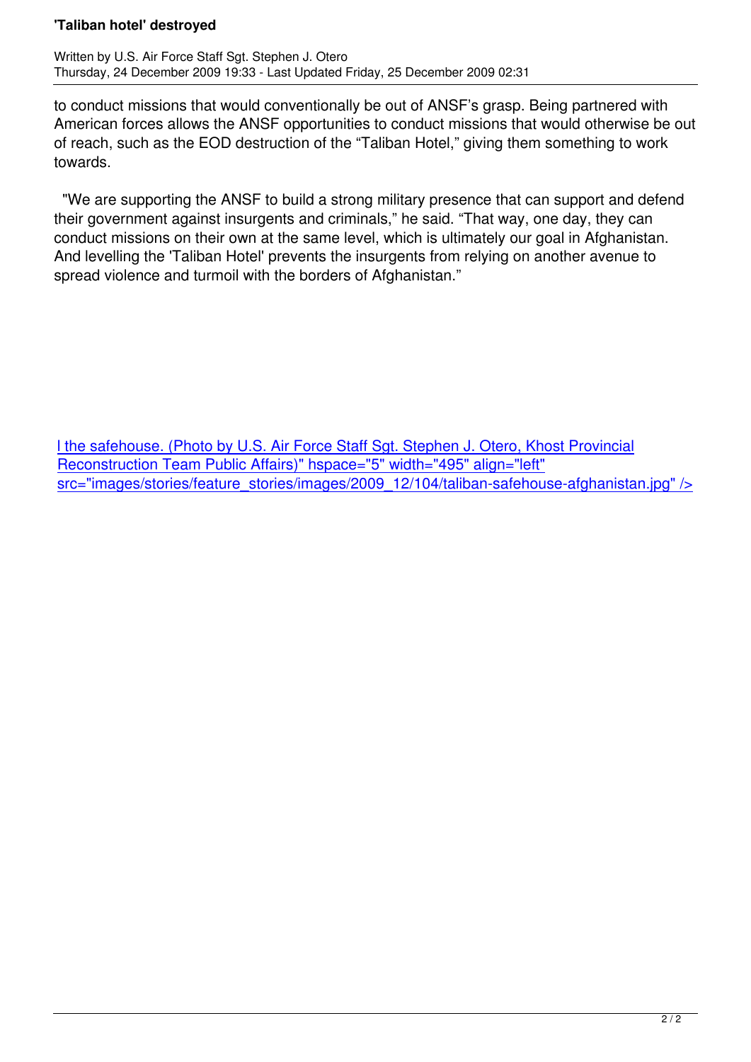to conduct missions that would conventionally be out of ANSF's grasp. Being partnered with American forces allows the ANSF opportunities to conduct missions that would otherwise be out of reach, such as the EOD destruction of the "Taliban Hotel," giving them something to work towards.

"We are supporting the ANSF to build a strong military presence that can support and defend their government against insurgents and criminals," he said. "That way, one day, they can conduct missions on their own at the same level, which is ultimately our goal in Afghanistan. And levelling the 'Taliban Hotel' prevents the insurgents from relying on another avenue to spread violence and turmoil with the borders of Afghanistan."

l the safehouse. (Photo by U.S. Air Force Staff Sgt. Stephen J. Otero, Khost Provincial Reconstruction Team Public Affairs)" hspace="5" width="495" align="left" src="images/stories/feature_stories/images/2009_12/104/taliban-safehouse-afghanistan.jpg" />